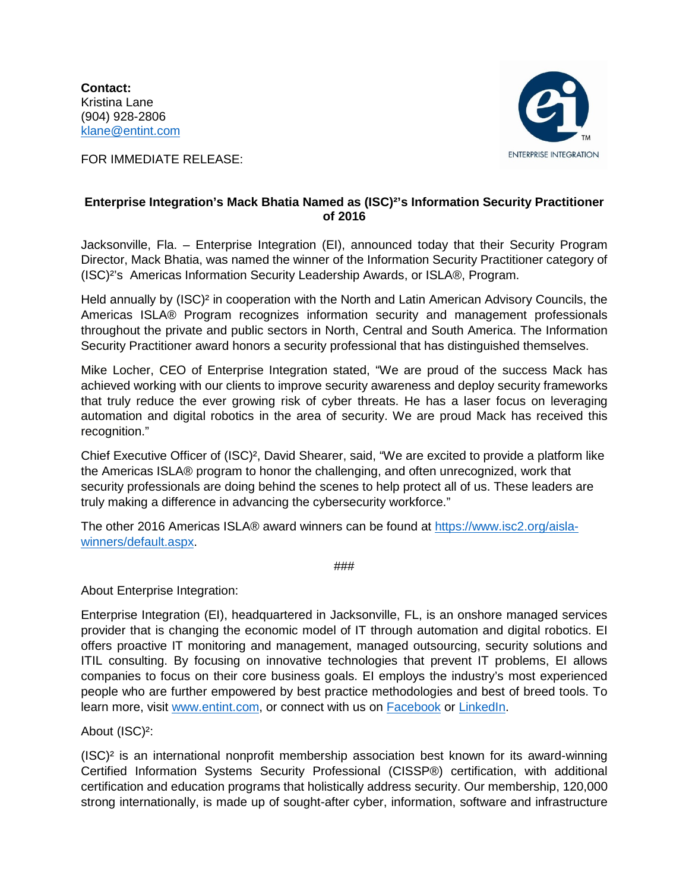**Contact:**
Kristina Lane
(904) 928-2806
klane@entint.com

FOR IMMEDIATE RELEASE:

**Enterprise Integration's Mack Bhatia Named as (ISC)²'s Information Security Practitioner of 2016**

Jacksonville, Fla. – Enterprise Integration (EI), announced today that their Security Program Director, Mack Bhatia, was named the winner of the Information Security Practitioner category of (ISC)²'s Americas Information Security Leadership Awards, or ISLA®, Program.

Held annually by (ISC)² in cooperation with the North and Latin American Advisory Councils, the Americas ISLA® Program recognizes information security and management professionals throughout the private and public sectors in North, Central and South America. The Information Security Practitioner award honors a security professional that has distinguished themselves.

Mike Locher, CEO of Enterprise Integration stated, "We are proud of the success Mack has achieved working with our clients to improve security awareness and deploy security frameworks that truly reduce the ever growing risk of cyber threats. He has a laser focus on leveraging automation and digital robotics in the area of security. We are proud Mack has received this recognition."

Chief Executive Officer of (ISC)², David Shearer, said, "We are excited to provide a platform like the Americas ISLA® program to honor the challenging, and often unrecognized, work that security professionals are doing behind the scenes to help protect all of us. These leaders are truly making a difference in advancing the cybersecurity workforce."

The other 2016 Americas ISLA® award winners can be found at https://www.isc2.org/aisla-winners/default.aspx.

###

About Enterprise Integration:

Enterprise Integration (EI), headquartered in Jacksonville, FL, is an onshore managed services provider that is changing the economic model of IT through automation and digital robotics. EI offers proactive IT monitoring and management, managed outsourcing, security solutions and ITIL consulting. By focusing on innovative technologies that prevent IT problems, EI allows companies to focus on their core business goals. EI employs the industry's most experienced people who are further empowered by best practice methodologies and best of breed tools. To learn more, visit www.entint.com, or connect with us on Facebook or LinkedIn.

About (ISC)²:

(ISC)² is an international nonprofit membership association best known for its award-winning Certified Information Systems Security Professional (CISSP®) certification, with additional certification and education programs that holistically address security. Our membership, 120,000 strong internationally, is made up of sought-after cyber, information, software and infrastructure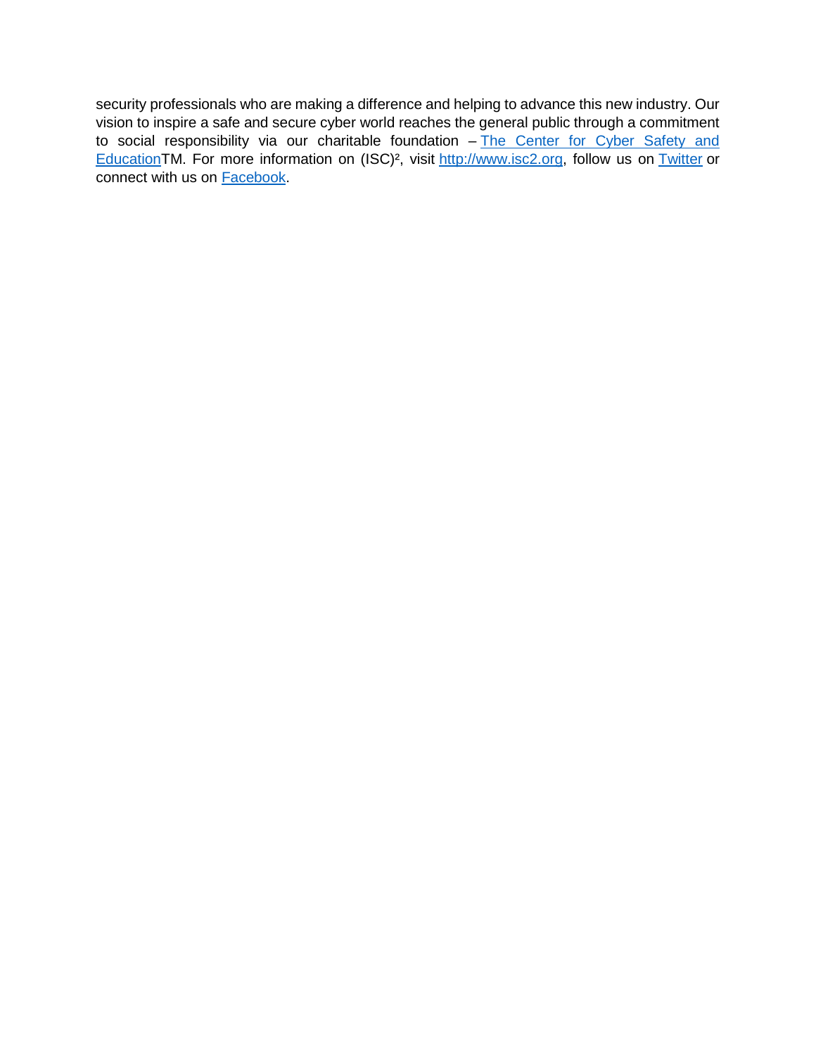security professionals who are making a difference and helping to advance this new industry. Our vision to inspire a safe and secure cyber world reaches the general public through a commitment to social responsibility via our charitable foundation – The Center for Cyber Safety and EducationTM. For more information on (ISC)², visit http://www.isc2.org, follow us on Twitter or connect with us on Facebook.